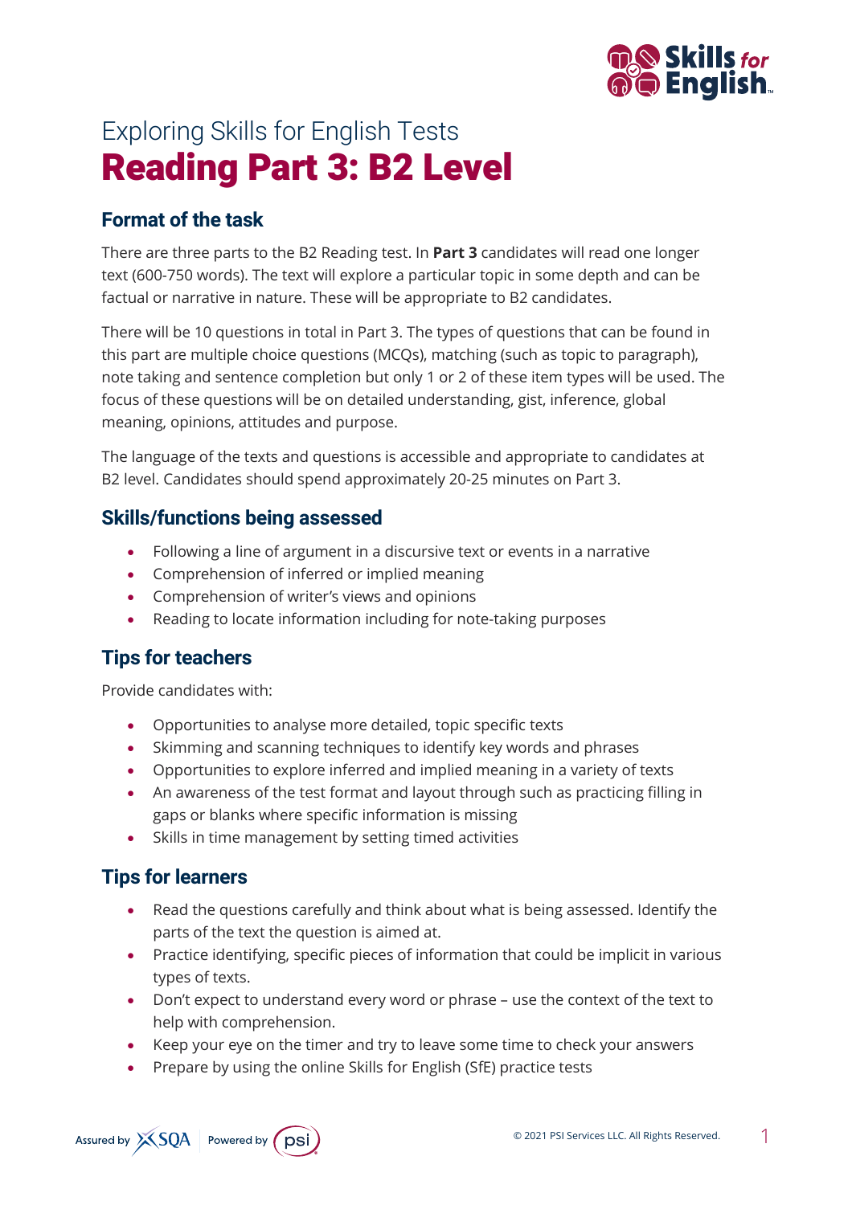Exploring Skills for English Tests

# Reading Part 3: B2 Level

## Format of the task

There are three parts to the B2 Reading test. In **Part 3** candidates will read one longer text (600-750 words). The text will explore a particular topic in some depth and can be factual or narrative in nature. These will be appropriate to B2 candidates.

There will be 10 questions in total in Part 3. The types of questions that can be found in this part are multiple choice questions (MCQs), matching (such as topic to paragraph), note taking and sentence completion but only 1 or 2 of these item types will be used. The focus of these questions will be on detailed understanding, gist, inference, global meaning, opinions, attitudes and purpose.

The language of the texts and questions is accessible and appropriate to candidates at B2 level. Candidates should spend approximately 20-25 minutes on Part 3.

## Skills/functions being assessed

- Following a line of argument in a discursive text or events in a narrative
- Comprehension of inferred or implied meaning
- Comprehension of writer's views and opinions
- Reading to locate information including for note-taking purposes

## Tips for teachers

Provide candidates with:

- Opportunities to analyse more detailed, topic specific texts
- Skimming and scanning techniques to identify key words and phrases
- Opportunities to explore inferred and implied meaning in a variety of texts
- An awareness of the test format and layout through such as practicing filling in gaps or blanks where specific information is missing
- Skills in time management by setting timed activities

## Tips for learners

- Read the questions carefully and think about what is being assessed. Identify the parts of the text the question is aimed at.
- Practice identifying, specific pieces of information that could be implicit in various types of texts.
- Don't expect to understand every word or phrase – use the context of the text to help with comprehension.
- Keep your eye on the timer and try to leave some time to check your answers
- Prepare by using the online Skills for English (SfE) practice tests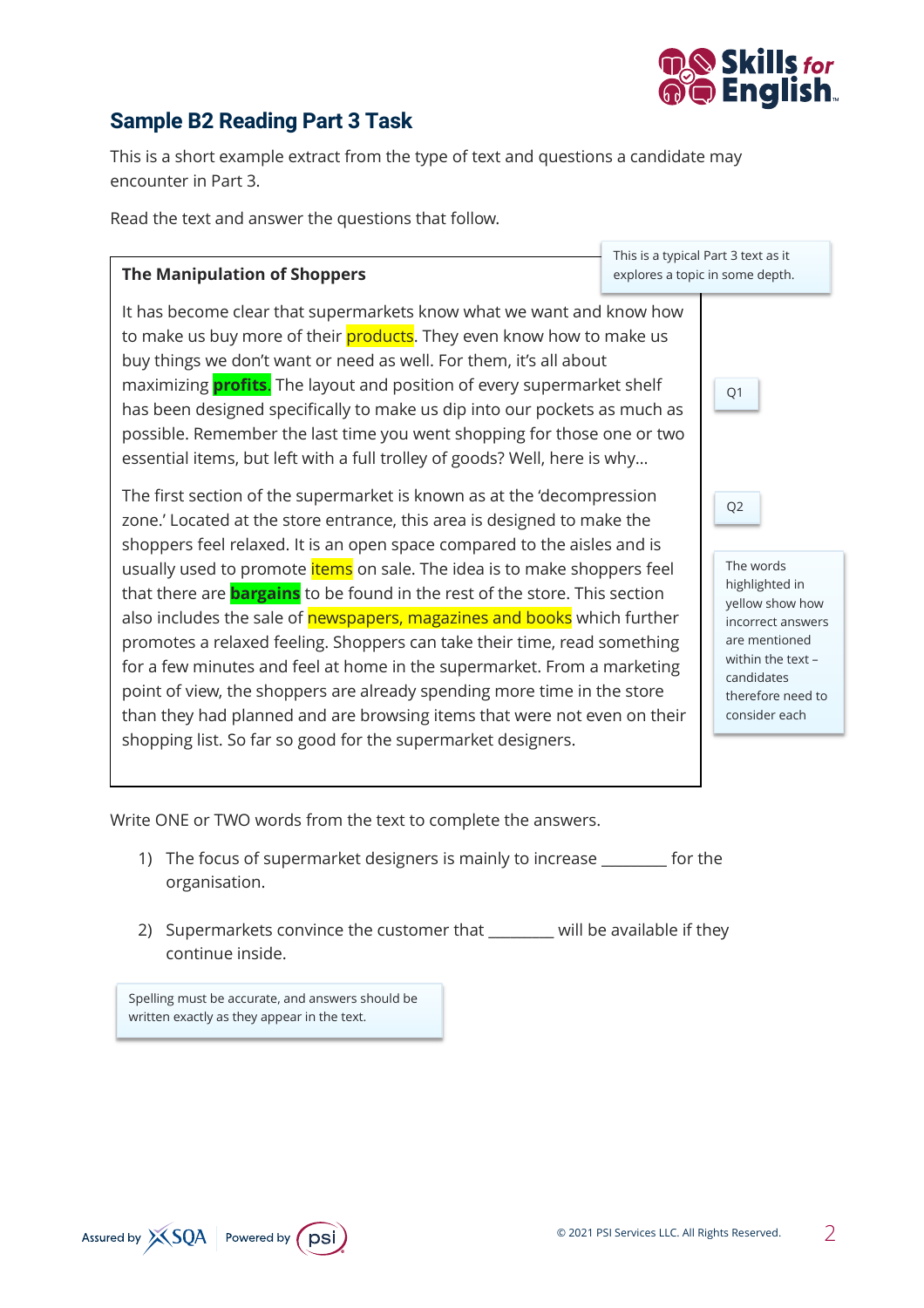## Sample B2 Reading Part 3 Task

This is a short example extract from the type of text and questions a candidate may encounter in Part 3.

Read the text and answer the questions that follow.

> This is a typical Part 3 text as it explores a topic in some depth.

**The Manipulation of Shoppers**

It has become clear that supermarkets know what we want and know how to make us buy more of their products. They even know how to make us buy things we don't want or need as well. For them, it's all about maximizing **profits**. The layout and position of every supermarket shelf has been designed specifically to make us dip into our pockets as much as possible. Remember the last time you went shopping for those one or two essential items, but left with a full trolley of goods? Well, here is why…

The first section of the supermarket is known as at the 'decompression zone.' Located at the store entrance, this area is designed to make the shoppers feel relaxed. It is an open space compared to the aisles and is usually used to promote items on sale. The idea is to make shoppers feel that there are **bargains** to be found in the rest of the store. This section also includes the sale of newspapers, magazines and books which further promotes a relaxed feeling. Shoppers can take their time, read something for a few minutes and feel at home in the supermarket. From a marketing point of view, the shoppers are already spending more time in the store than they had planned and are browsing items that were not even on their shopping list. So far so good for the supermarket designers.

> Q1

> Q2

> The words highlighted in yellow show how incorrect answers are mentioned within the text – candidates therefore need to consider each

Write ONE or TWO words from the text to complete the answers.

1) The focus of supermarket designers is mainly to increase ________ for the organisation.

2) Supermarkets convince the customer that ________ will be available if they continue inside.

> Spelling must be accurate, and answers should be written exactly as they appear in the text.

Assured by SQA | Powered by psi

© 2021 PSI Services LLC. All Rights Reserved.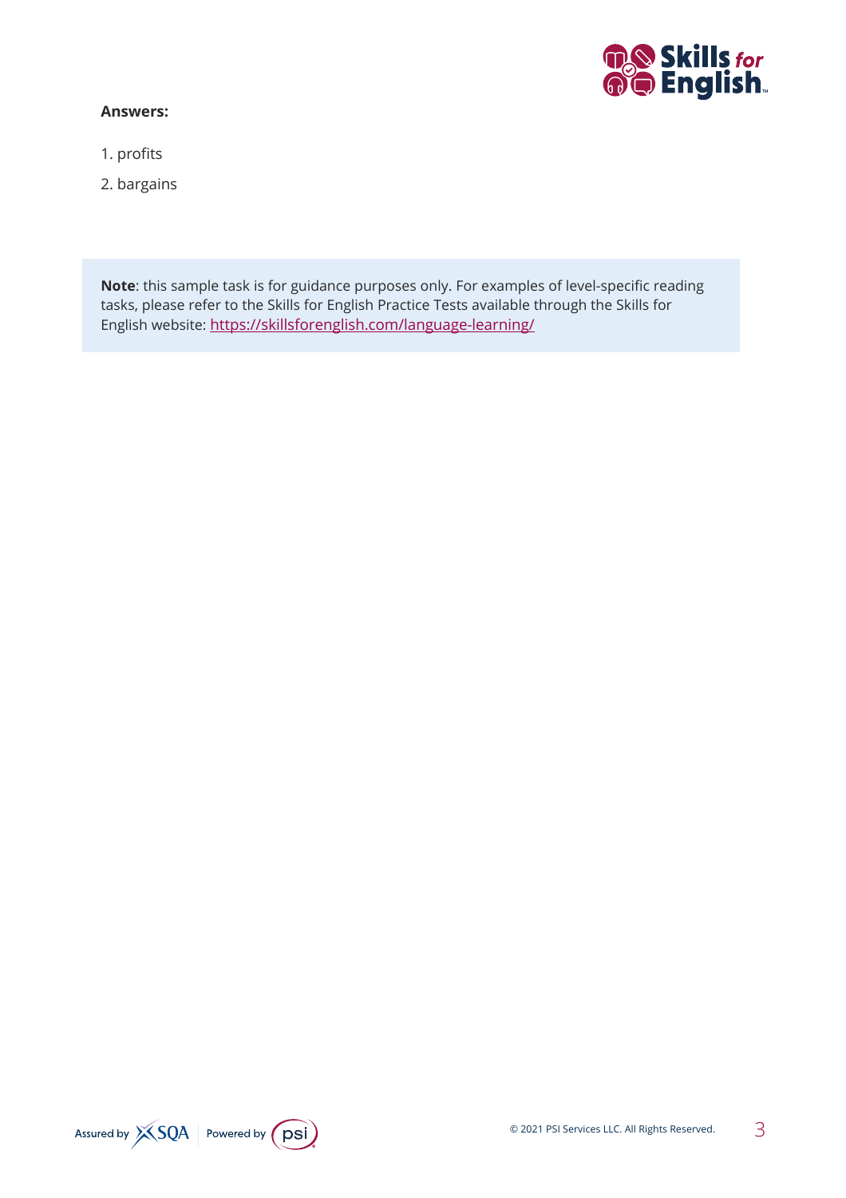**Answers:**

1. profits
2. bargains

**Note**: this sample task is for guidance purposes only. For examples of level-specific reading tasks, please refer to the Skills for English Practice Tests available through the Skills for English website: https://skillsforenglish.com/language-learning/